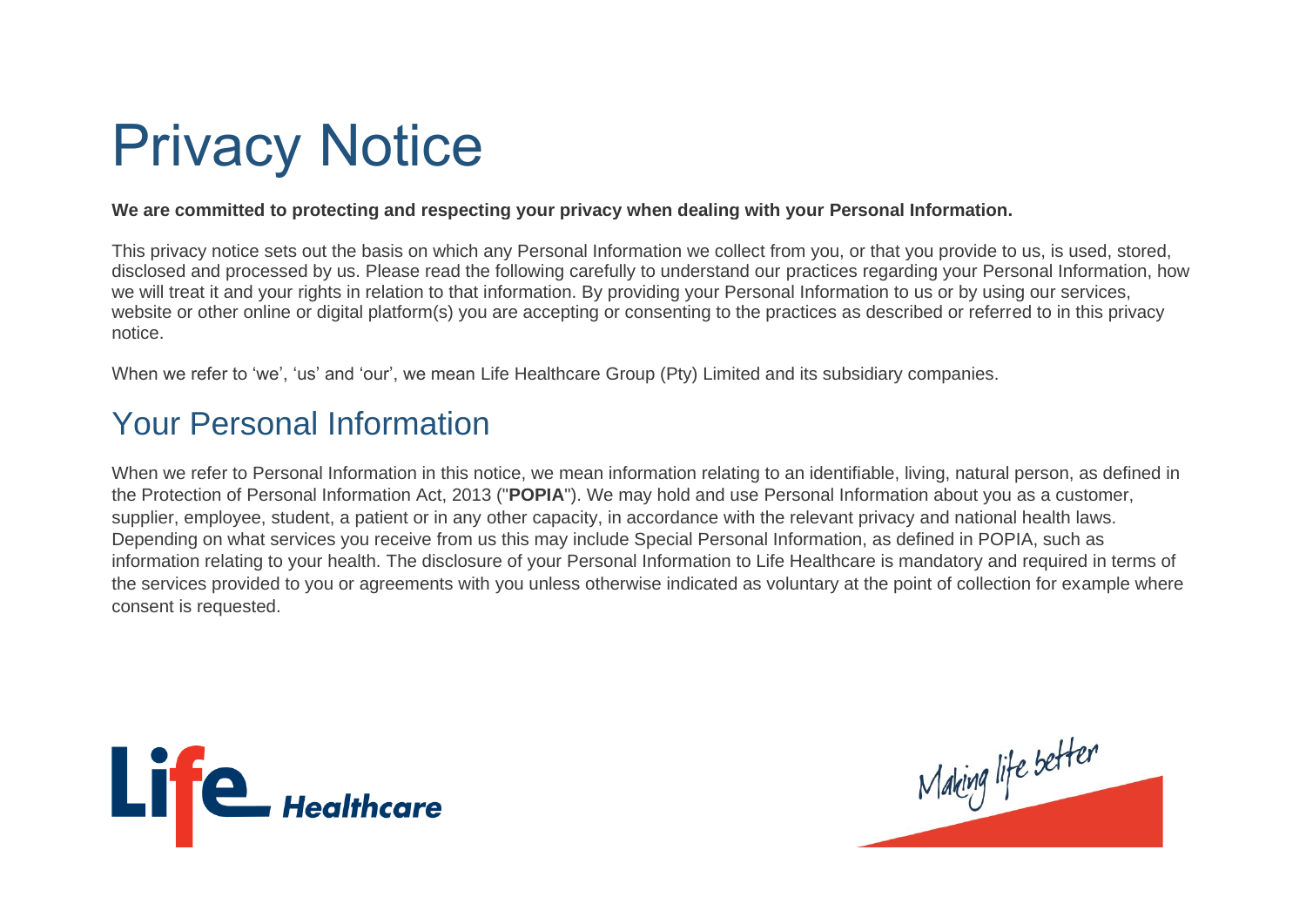# Privacy Notice

**We are committed to protecting and respecting your privacy when dealing with your Personal Information.**

This privacy notice sets out the basis on which any Personal Information we collect from you, or that you provide to us, is used, stored, disclosed and processed by us. Please read the following carefully to understand our practices regarding your Personal Information, how we will treat it and your rights in relation to that information. By providing your Personal Information to us or by using our services, website or other online or digital platform(s) you are accepting or consenting to the practices as described or referred to in this privacy notice.

When we refer to 'we', 'us' and 'our', we mean Life Healthcare Group (Pty) Limited and its subsidiary companies.

## Your Personal Information

When we refer to Personal Information in this notice, we mean information relating to an identifiable, living, natural person, as defined in the Protection of Personal Information Act, 2013 ("**POPIA**"). We may hold and use Personal Information about you as a customer, supplier, employee, student, a patient or in any other capacity, in accordance with the relevant privacy and national health laws. Depending on what services you receive from us this may include Special Personal Information, as defined in POPIA, such as information relating to your health. The disclosure of your Personal Information to Life Healthcare is mandatory and required in terms of the services provided to you or agreements with you unless otherwise indicated as voluntary at the point of collection for example where consent is requested.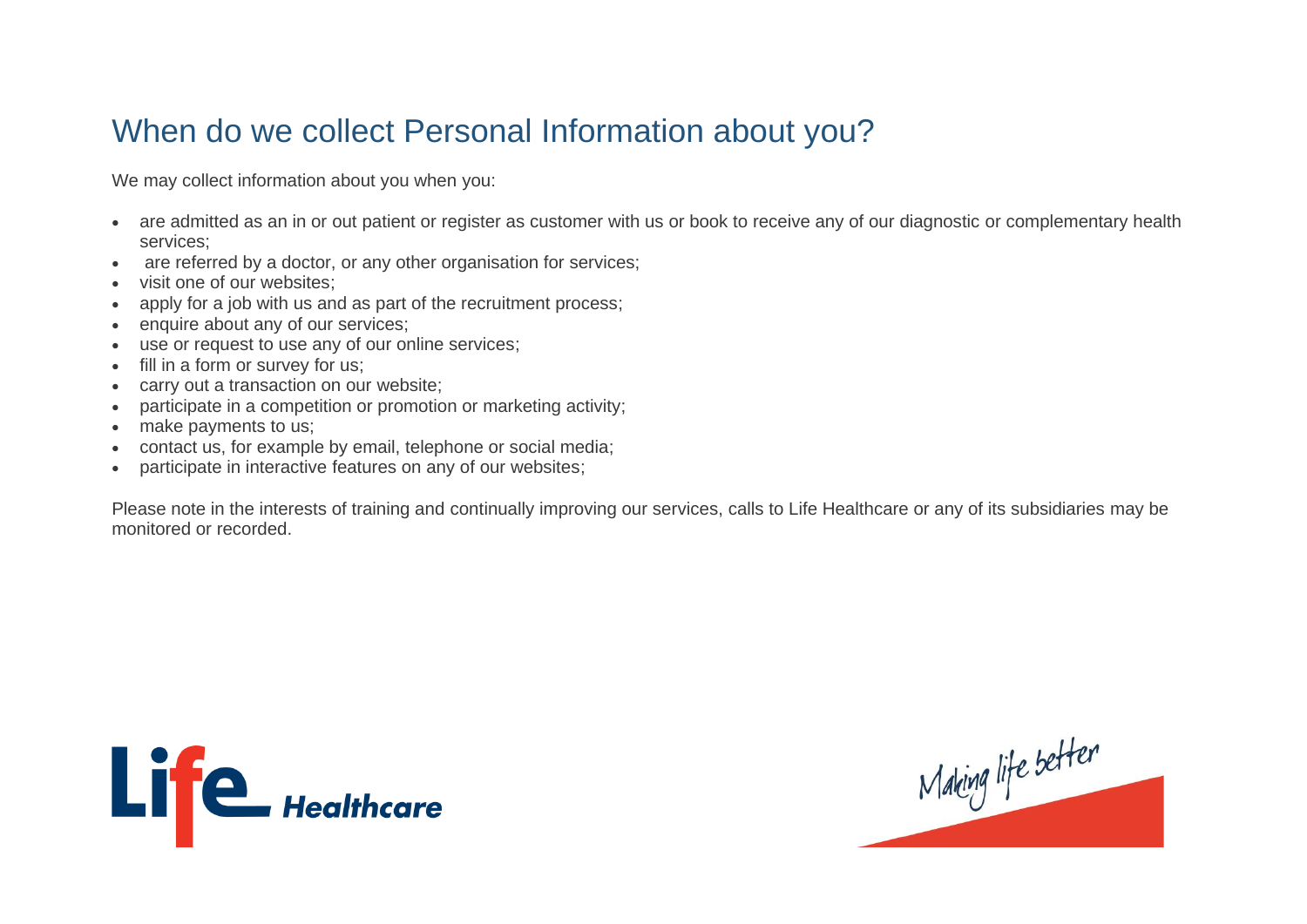# When do we collect Personal Information about you?

We may collect information about you when you:

- are admitted as an in or out patient or register as customer with us or book to receive any of our diagnostic or complementary health services;
- are referred by a doctor, or any other organisation for services;
- visit one of our websites;
- apply for a job with us and as part of the recruitment process;
- enquire about any of our services;
- use or request to use any of our online services;
- fill in a form or survey for us;
- carry out a transaction on our website;
- participate in a competition or promotion or marketing activity;
- make payments to us;
- contact us, for example by email, telephone or social media;
- participate in interactive features on any of our websites;

Please note in the interests of training and continually improving our services, calls to Life Healthcare or any of its subsidiaries may be monitored or recorded.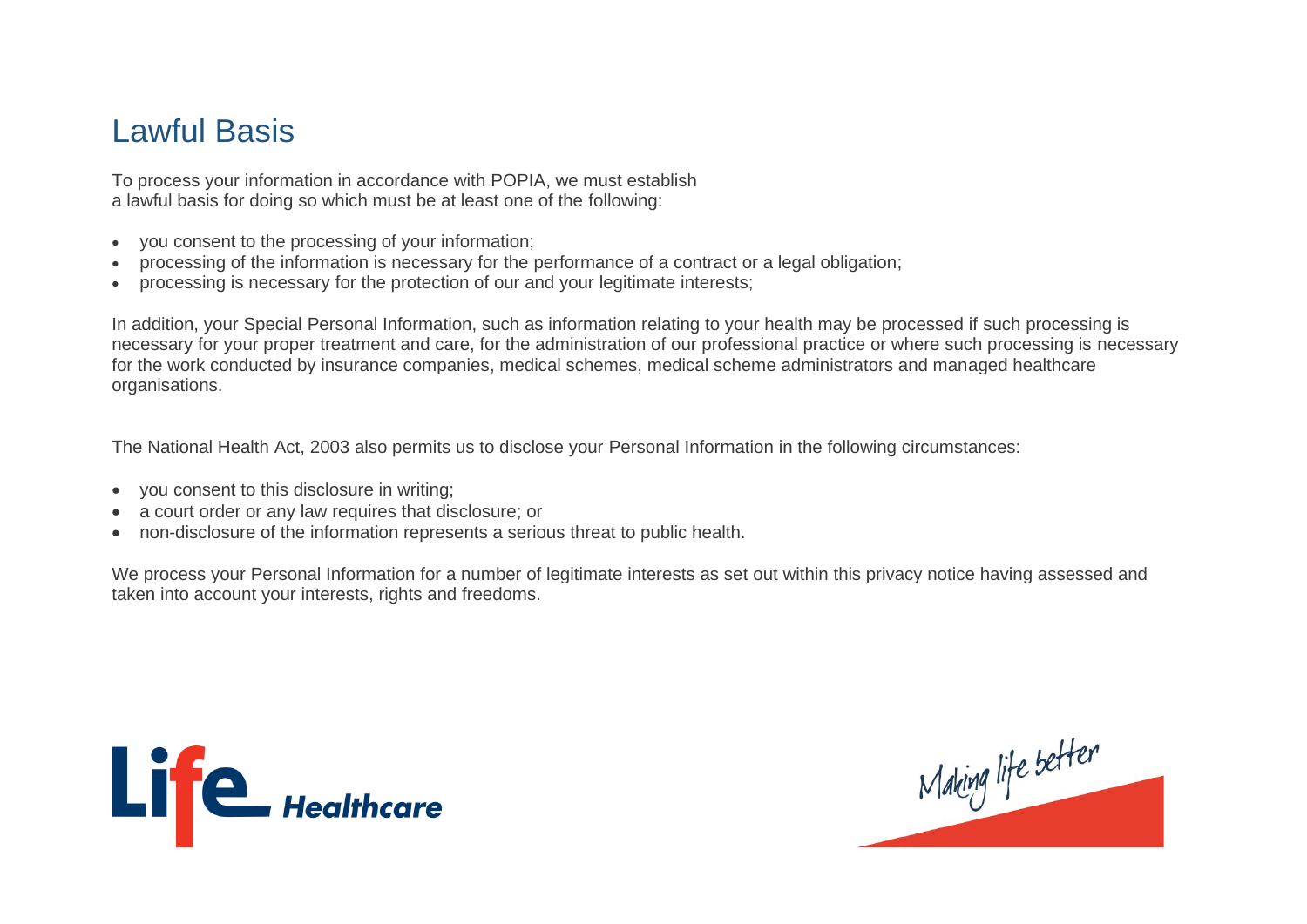# Lawful Basis

To process your information in accordance with POPIA, we must establish a lawful basis for doing so which must be at least one of the following:

- you consent to the processing of your information;
- processing of the information is necessary for the performance of a contract or a legal obligation;
- processing is necessary for the protection of our and your legitimate interests;

In addition, your Special Personal Information, such as information relating to your health may be processed if such processing is necessary for your proper treatment and care, for the administration of our professional practice or where such processing is necessary for the work conducted by insurance companies, medical schemes, medical scheme administrators and managed healthcare organisations.

The National Health Act, 2003 also permits us to disclose your Personal Information in the following circumstances:

- you consent to this disclosure in writing;
- a court order or any law requires that disclosure; or
- non-disclosure of the information represents a serious threat to public health.

We process your Personal Information for a number of legitimate interests as set out within this privacy notice having assessed and taken into account your interests, rights and freedoms.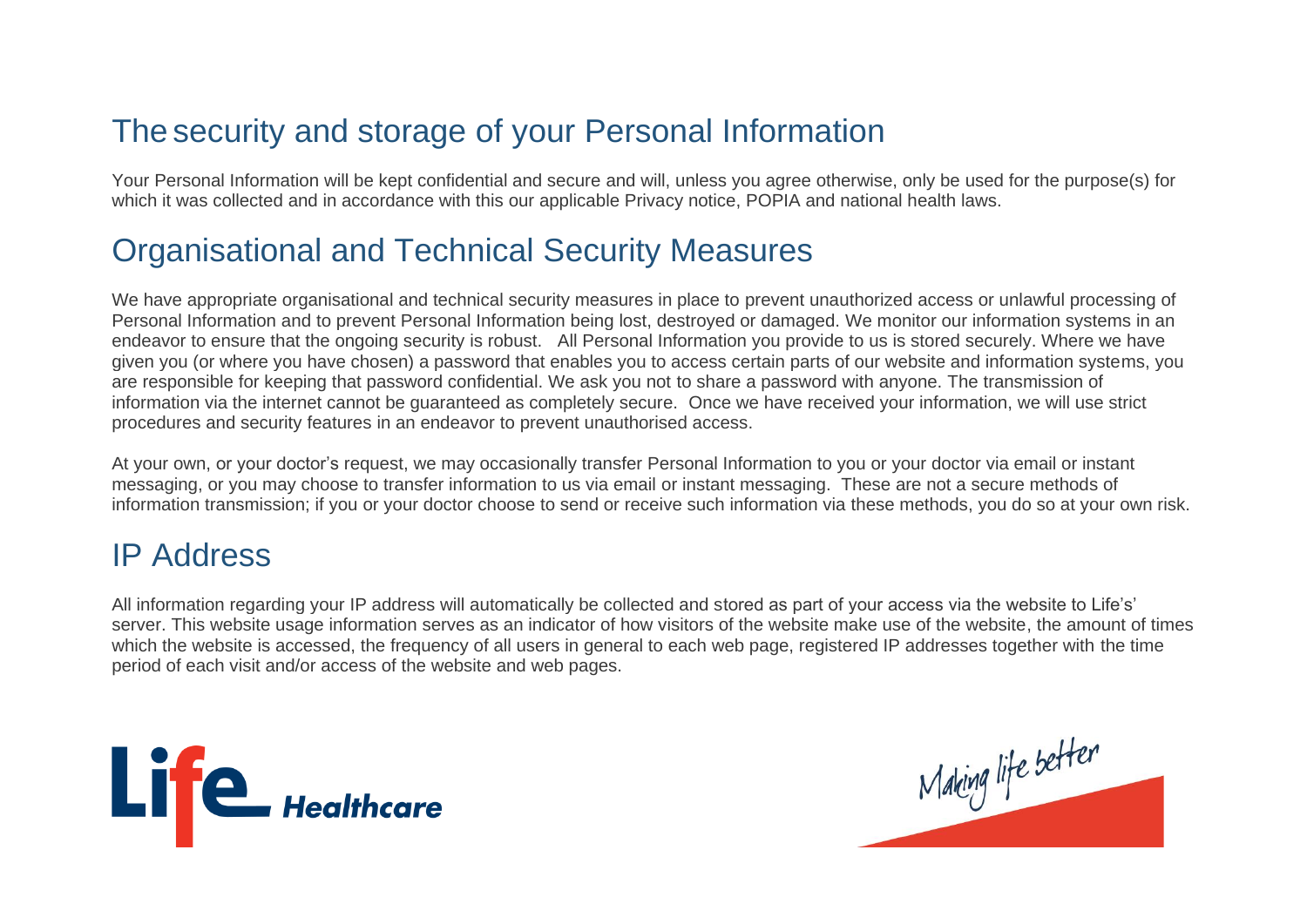## The security and storage of your Personal Information

Your Personal Information will be kept confidential and secure and will, unless you agree otherwise, only be used for the purpose(s) for which it was collected and in accordance with this our applicable Privacy notice, POPIA and national health laws.

## Organisational and Technical Security Measures

We have appropriate organisational and technical security measures in place to prevent unauthorized access or unlawful processing of Personal Information and to prevent Personal Information being lost, destroyed or damaged. We monitor our information systems in an endeavor to ensure that the ongoing security is robust. All Personal Information you provide to us is stored securely. Where we have given you (or where you have chosen) a password that enables you to access certain parts of our website and information systems, you are responsible for keeping that password confidential. We ask you not to share a password with anyone. The transmission of information via the internet cannot be guaranteed as completely secure. Once we have received your information, we will use strict procedures and security features in an endeavor to prevent unauthorised access.

At your own, or your doctor's request, we may occasionally transfer Personal Information to you or your doctor via email or instant messaging, or you may choose to transfer information to us via email or instant messaging. These are not a secure methods of information transmission; if you or your doctor choose to send or receive such information via these methods, you do so at your own risk.

## IP Address

All information regarding your IP address will automatically be collected and stored as part of your access via the website to Life's' server. This website usage information serves as an indicator of how visitors of the website make use of the website, the amount of times which the website is accessed, the frequency of all users in general to each web page, registered IP addresses together with the time period of each visit and/or access of the website and web pages.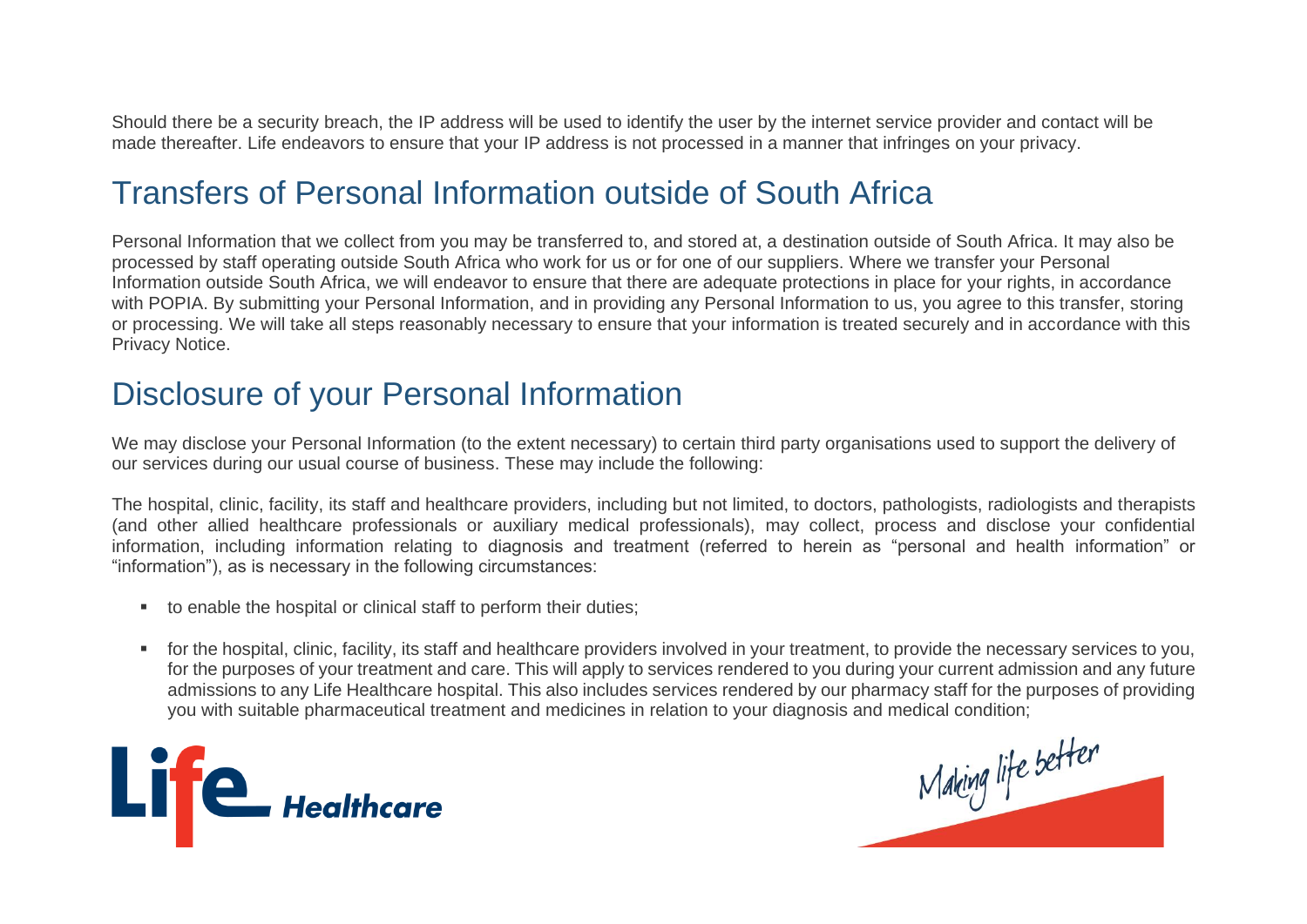Should there be a security breach, the IP address will be used to identify the user by the internet service provider and contact will be made thereafter. Life endeavors to ensure that your IP address is not processed in a manner that infringes on your privacy.

## Transfers of Personal Information outside of South Africa

Personal Information that we collect from you may be transferred to, and stored at, a destination outside of South Africa. It may also be processed by staff operating outside South Africa who work for us or for one of our suppliers. Where we transfer your Personal Information outside South Africa, we will endeavor to ensure that there are adequate protections in place for your rights, in accordance with POPIA. By submitting your Personal Information, and in providing any Personal Information to us, you agree to this transfer, storing or processing. We will take all steps reasonably necessary to ensure that your information is treated securely and in accordance with this Privacy Notice.

## Disclosure of your Personal Information

We may disclose your Personal Information (to the extent necessary) to certain third party organisations used to support the delivery of our services during our usual course of business. These may include the following:

The hospital, clinic, facility, its staff and healthcare providers, including but not limited, to doctors, pathologists, radiologists and therapists (and other allied healthcare professionals or auxiliary medical professionals), may collect, process and disclose your confidential information, including information relating to diagnosis and treatment (referred to herein as "personal and health information" or "information"), as is necessary in the following circumstances:

- to enable the hospital or clinical staff to perform their duties;
- for the hospital, clinic, facility, its staff and healthcare providers involved in your treatment, to provide the necessary services to you, for the purposes of your treatment and care. This will apply to services rendered to you during your current admission and any future admissions to any Life Healthcare hospital. This also includes services rendered by our pharmacy staff for the purposes of providing you with suitable pharmaceutical treatment and medicines in relation to your diagnosis and medical condition;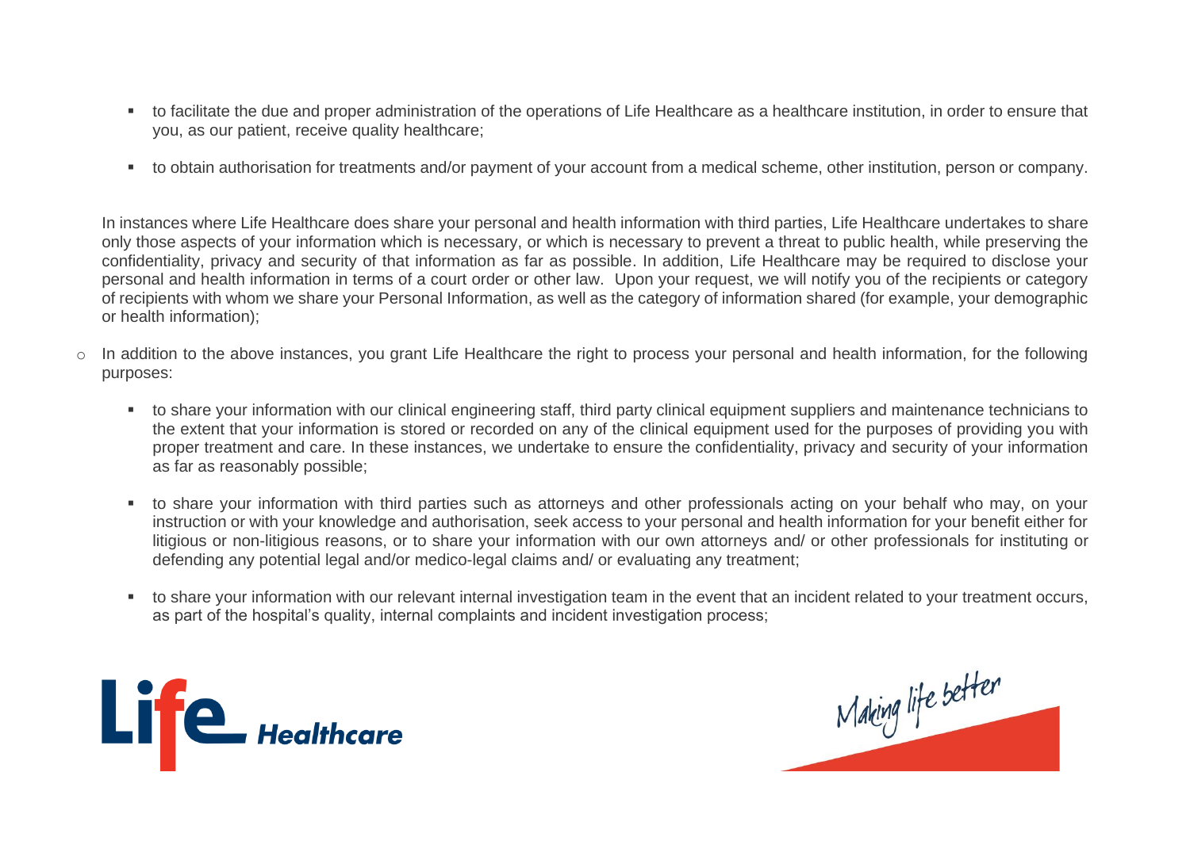- to facilitate the due and proper administration of the operations of Life Healthcare as a healthcare institution, in order to ensure that you, as our patient, receive quality healthcare;
- to obtain authorisation for treatments and/or payment of your account from a medical scheme, other institution, person or company.

In instances where Life Healthcare does share your personal and health information with third parties, Life Healthcare undertakes to share only those aspects of your information which is necessary, or which is necessary to prevent a threat to public health, while preserving the confidentiality, privacy and security of that information as far as possible. In addition, Life Healthcare may be required to disclose your personal and health information in terms of a court order or other law. Upon your request, we will notify you of the recipients or category of recipients with whom we share your Personal Information, as well as the category of information shared (for example, your demographic or health information);

- In addition to the above instances, you grant Life Healthcare the right to process your personal and health information, for the following purposes:
  - to share your information with our clinical engineering staff, third party clinical equipment suppliers and maintenance technicians to the extent that your information is stored or recorded on any of the clinical equipment used for the purposes of providing you with proper treatment and care. In these instances, we undertake to ensure the confidentiality, privacy and security of your information as far as reasonably possible;
  - to share your information with third parties such as attorneys and other professionals acting on your behalf who may, on your instruction or with your knowledge and authorisation, seek access to your personal and health information for your benefit either for litigious or non-litigious reasons, or to share your information with our own attorneys and/ or other professionals for instituting or defending any potential legal and/or medico-legal claims and/ or evaluating any treatment;
  - to share your information with our relevant internal investigation team in the event that an incident related to your treatment occurs, as part of the hospital's quality, internal complaints and incident investigation process;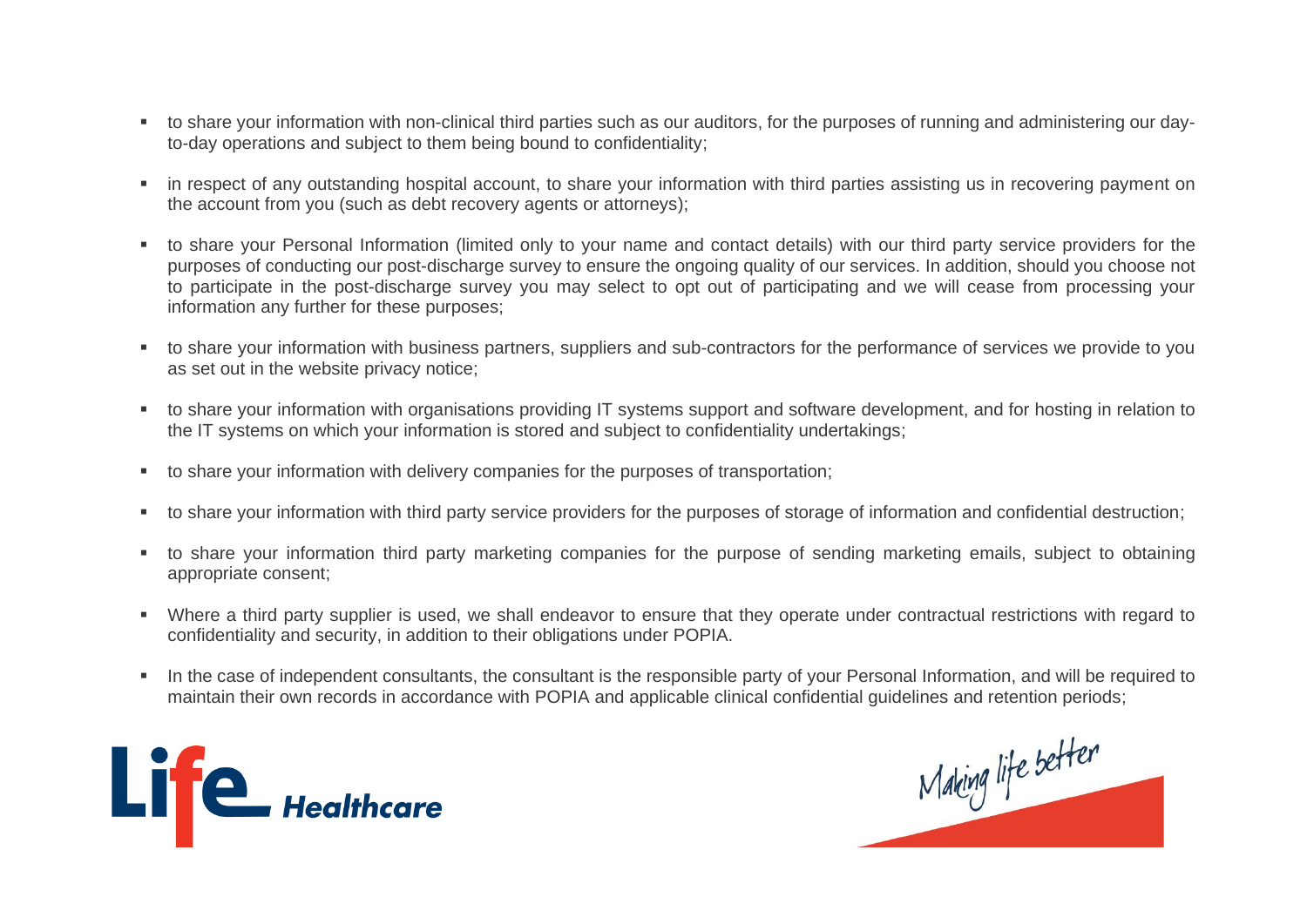- to share your information with non-clinical third parties such as our auditors, for the purposes of running and administering our day-to-day operations and subject to them being bound to confidentiality;
- in respect of any outstanding hospital account, to share your information with third parties assisting us in recovering payment on the account from you (such as debt recovery agents or attorneys);
- to share your Personal Information (limited only to your name and contact details) with our third party service providers for the purposes of conducting our post-discharge survey to ensure the ongoing quality of our services. In addition, should you choose not to participate in the post-discharge survey you may select to opt out of participating and we will cease from processing your information any further for these purposes;
- to share your information with business partners, suppliers and sub-contractors for the performance of services we provide to you as set out in the website privacy notice;
- to share your information with organisations providing IT systems support and software development, and for hosting in relation to the IT systems on which your information is stored and subject to confidentiality undertakings;
- to share your information with delivery companies for the purposes of transportation;
- to share your information with third party service providers for the purposes of storage of information and confidential destruction;
- to share your information third party marketing companies for the purpose of sending marketing emails, subject to obtaining appropriate consent;
- Where a third party supplier is used, we shall endeavor to ensure that they operate under contractual restrictions with regard to confidentiality and security, in addition to their obligations under POPIA.
- In the case of independent consultants, the consultant is the responsible party of your Personal Information, and will be required to maintain their own records in accordance with POPIA and applicable clinical confidential guidelines and retention periods;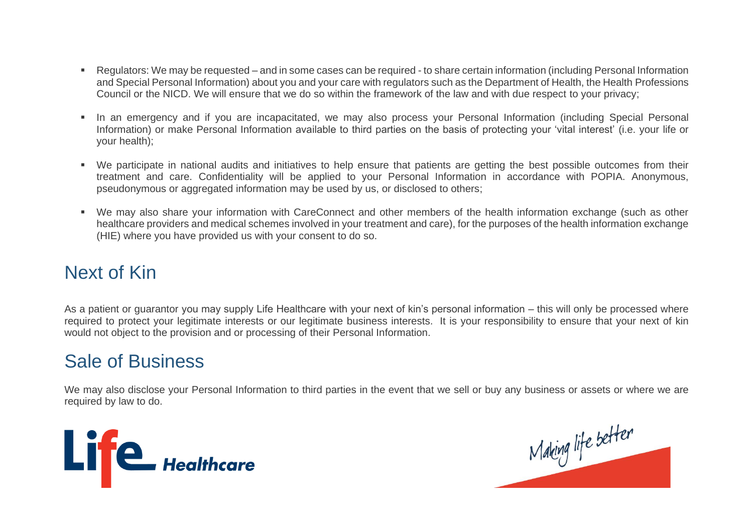- Regulators: We may be requested – and in some cases can be required - to share certain information (including Personal Information and Special Personal Information) about you and your care with regulators such as the Department of Health, the Health Professions Council or the NICD. We will ensure that we do so within the framework of the law and with due respect to your privacy;
- In an emergency and if you are incapacitated, we may also process your Personal Information (including Special Personal Information) or make Personal Information available to third parties on the basis of protecting your 'vital interest' (i.e. your life or your health);
- We participate in national audits and initiatives to help ensure that patients are getting the best possible outcomes from their treatment and care. Confidentiality will be applied to your Personal Information in accordance with POPIA. Anonymous, pseudonymous or aggregated information may be used by us, or disclosed to others;
- We may also share your information with CareConnect and other members of the health information exchange (such as other healthcare providers and medical schemes involved in your treatment and care), for the purposes of the health information exchange (HIE) where you have provided us with your consent to do so.

## Next of Kin

As a patient or guarantor you may supply Life Healthcare with your next of kin's personal information – this will only be processed where required to protect your legitimate interests or our legitimate business interests. It is your responsibility to ensure that your next of kin would not object to the provision and or processing of their Personal Information.

## Sale of Business

We may also disclose your Personal Information to third parties in the event that we sell or buy any business or assets or where we are required by law to do.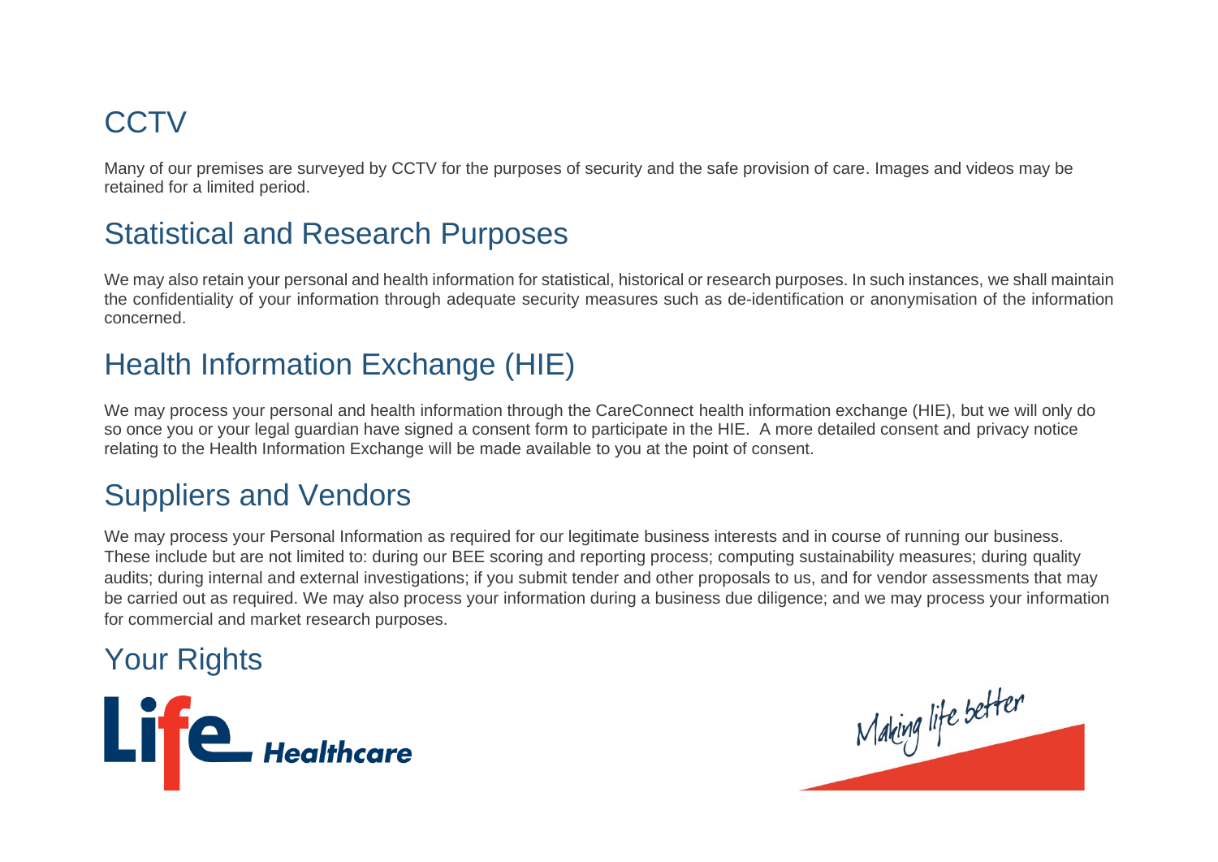## CCTV

Many of our premises are surveyed by CCTV for the purposes of security and the safe provision of care. Images and videos may be retained for a limited period.

## Statistical and Research Purposes

We may also retain your personal and health information for statistical, historical or research purposes. In such instances, we shall maintain the confidentiality of your information through adequate security measures such as de-identification or anonymisation of the information concerned.

## Health Information Exchange (HIE)

We may process your personal and health information through the CareConnect health information exchange (HIE), but we will only do so once you or your legal guardian have signed a consent form to participate in the HIE. A more detailed consent and privacy notice relating to the Health Information Exchange will be made available to you at the point of consent.

## Suppliers and Vendors

We may process your Personal Information as required for our legitimate business interests and in course of running our business. These include but are not limited to: during our BEE scoring and reporting process; computing sustainability measures; during quality audits; during internal and external investigations; if you submit tender and other proposals to us, and for vendor assessments that may be carried out as required. We may also process your information during a business due diligence; and we may process your information for commercial and market research purposes.

## Your Rights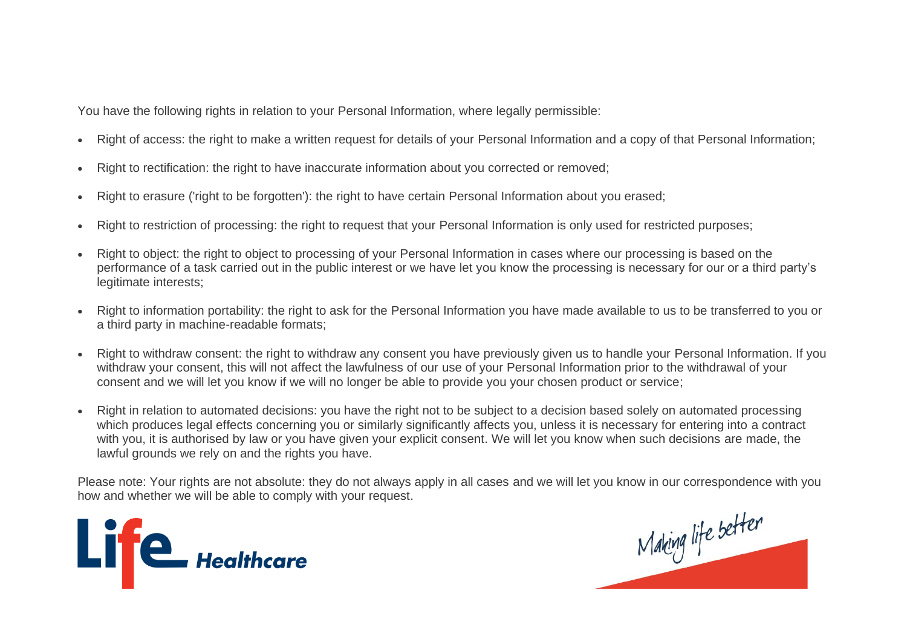You have the following rights in relation to your Personal Information, where legally permissible:

- Right of access: the right to make a written request for details of your Personal Information and a copy of that Personal Information;
- Right to rectification: the right to have inaccurate information about you corrected or removed;
- Right to erasure ('right to be forgotten'): the right to have certain Personal Information about you erased;
- Right to restriction of processing: the right to request that your Personal Information is only used for restricted purposes;
- Right to object: the right to object to processing of your Personal Information in cases where our processing is based on the performance of a task carried out in the public interest or we have let you know the processing is necessary for our or a third party's legitimate interests;
- Right to information portability: the right to ask for the Personal Information you have made available to us to be transferred to you or a third party in machine-readable formats;
- Right to withdraw consent: the right to withdraw any consent you have previously given us to handle your Personal Information. If you withdraw your consent, this will not affect the lawfulness of our use of your Personal Information prior to the withdrawal of your consent and we will let you know if we will no longer be able to provide you your chosen product or service;
- Right in relation to automated decisions: you have the right not to be subject to a decision based solely on automated processing which produces legal effects concerning you or similarly significantly affects you, unless it is necessary for entering into a contract with you, it is authorised by law or you have given your explicit consent. We will let you know when such decisions are made, the lawful grounds we rely on and the rights you have.

Please note: Your rights are not absolute: they do not always apply in all cases and we will let you know in our correspondence with you how and whether we will be able to comply with your request.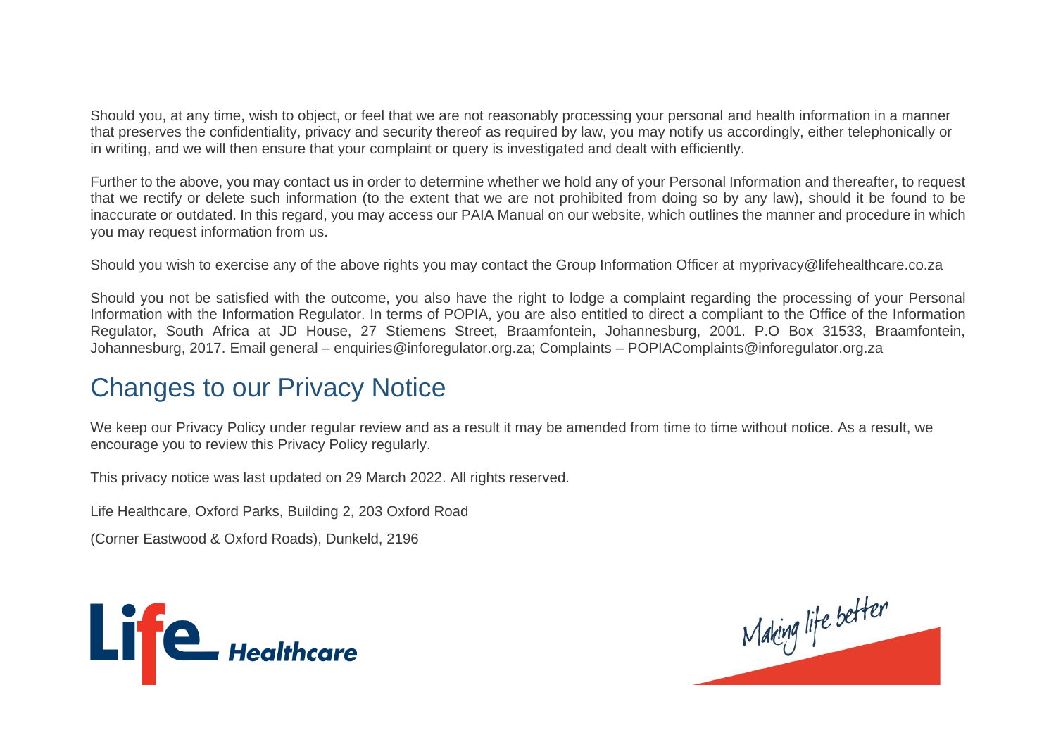Should you, at any time, wish to object, or feel that we are not reasonably processing your personal and health information in a manner that preserves the confidentiality, privacy and security thereof as required by law, you may notify us accordingly, either telephonically or in writing, and we will then ensure that your complaint or query is investigated and dealt with efficiently.

Further to the above, you may contact us in order to determine whether we hold any of your Personal Information and thereafter, to request that we rectify or delete such information (to the extent that we are not prohibited from doing so by any law), should it be found to be inaccurate or outdated. In this regard, you may access our PAIA Manual on our website, which outlines the manner and procedure in which you may request information from us.

Should you wish to exercise any of the above rights you may contact the Group Information Officer at myprivacy@lifehealthcare.co.za

Should you not be satisfied with the outcome, you also have the right to lodge a complaint regarding the processing of your Personal Information with the Information Regulator. In terms of POPIA, you are also entitled to direct a compliant to the Office of the Information Regulator, South Africa at JD House, 27 Stiemens Street, Braamfontein, Johannesburg, 2001. P.O Box 31533, Braamfontein, Johannesburg, 2017. Email general – enquiries@inforegulator.org.za; Complaints – POPIAComplaints@inforegulator.org.za

## Changes to our Privacy Notice

We keep our Privacy Policy under regular review and as a result it may be amended from time to time without notice. As a result, we encourage you to review this Privacy Policy regularly.

This privacy notice was last updated on 29 March 2022. All rights reserved.

Life Healthcare, Oxford Parks, Building 2, 203 Oxford Road

(Corner Eastwood & Oxford Roads), Dunkeld, 2196

Life Healthcare

Making life better